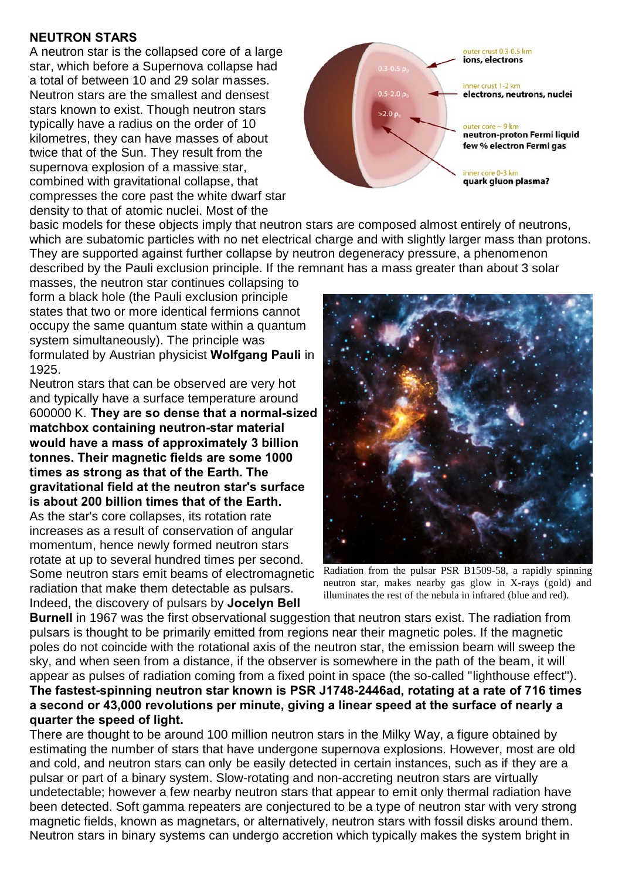## NEUTRON STARS

A neutron star is the collapsed core of a large star, which before a Supernova collapse had a total of between 10 and 29 solar masses. Neutron stars are the smallest and densest stars known to exist. Though neutron stars typically have a radius on the order of 10 kilometres, they can have masses of about twice that of the Sun. They result from the supernova explosion of a massive star, combined with gravitational collapse, that compresses the core past the white dwarf star density to that of atomic nuclei. Most of the basic models for these objects imply that neutron stars are composed almost entirely of neutrons, which are subatomic particles with no net electrical charge and with slightly larger mass than protons. They are supported against further collapse by neutron degeneracy pressure, a phenomenon described by the Pauli exclusion principle. If the remnant has a mass greater than about 3 solar masses, the neutron star continues collapsing to form a black hole (the Pauli exclusion principle states that two or more identical fermions cannot occupy the same quantum state within a quantum system simultaneously). The principle was formulated by Austrian physicist **Wolfgang Pauli** in 1925.

Neutron stars that can be observed are very hot and typically have a surface temperature around 600000 K. **They are so dense that a normal-sized matchbox containing neutron-star material would have a mass of approximately 3 billion tonnes. Their magnetic fields are some 1000 times as strong as that of the Earth. The gravitational field at the neutron star's surface is about 200 billion times that of the Earth.** As the star's core collapses, its rotation rate increases as a result of conservation of angular momentum, hence newly formed neutron stars rotate at up to several hundred times per second. Some neutron stars emit beams of electromagnetic radiation that make them detectable as pulsars. Indeed, the discovery of pulsars by **Jocelyn Bell Burnell** in 1967 was the first observational suggestion that neutron stars exist. The radiation from pulsars is thought to be primarily emitted from regions near their magnetic poles. If the magnetic poles do not coincide with the rotational axis of the neutron star, the emission beam will sweep the sky, and when seen from a distance, if the observer is somewhere in the path of the beam, it will appear as pulses of radiation coming from a fixed point in space (the so-called "lighthouse effect"). **The fastest-spinning neutron star known is PSR J1748-2446ad, rotating at a rate of 716 times a second or 43,000 revolutions per minute, giving a linear speed at the surface of nearly a quarter the speed of light.**

Radiation from the pulsar PSR B1509-58, a rapidly spinning neutron star, makes nearby gas glow in X-rays (gold) and illuminates the rest of the nebula in infrared (blue and red).

There are thought to be around 100 million neutron stars in the Milky Way, a figure obtained by estimating the number of stars that have undergone supernova explosions. However, most are old and cold, and neutron stars can only be easily detected in certain instances, such as if they are a pulsar or part of a binary system. Slow-rotating and non-accreting neutron stars are virtually undetectable; however a few nearby neutron stars that appear to emit only thermal radiation have been detected. Soft gamma repeaters are conjectured to be a type of neutron star with very strong magnetic fields, known as magnetars, or alternatively, neutron stars with fossil disks around them. Neutron stars in binary systems can undergo accretion which typically makes the system bright in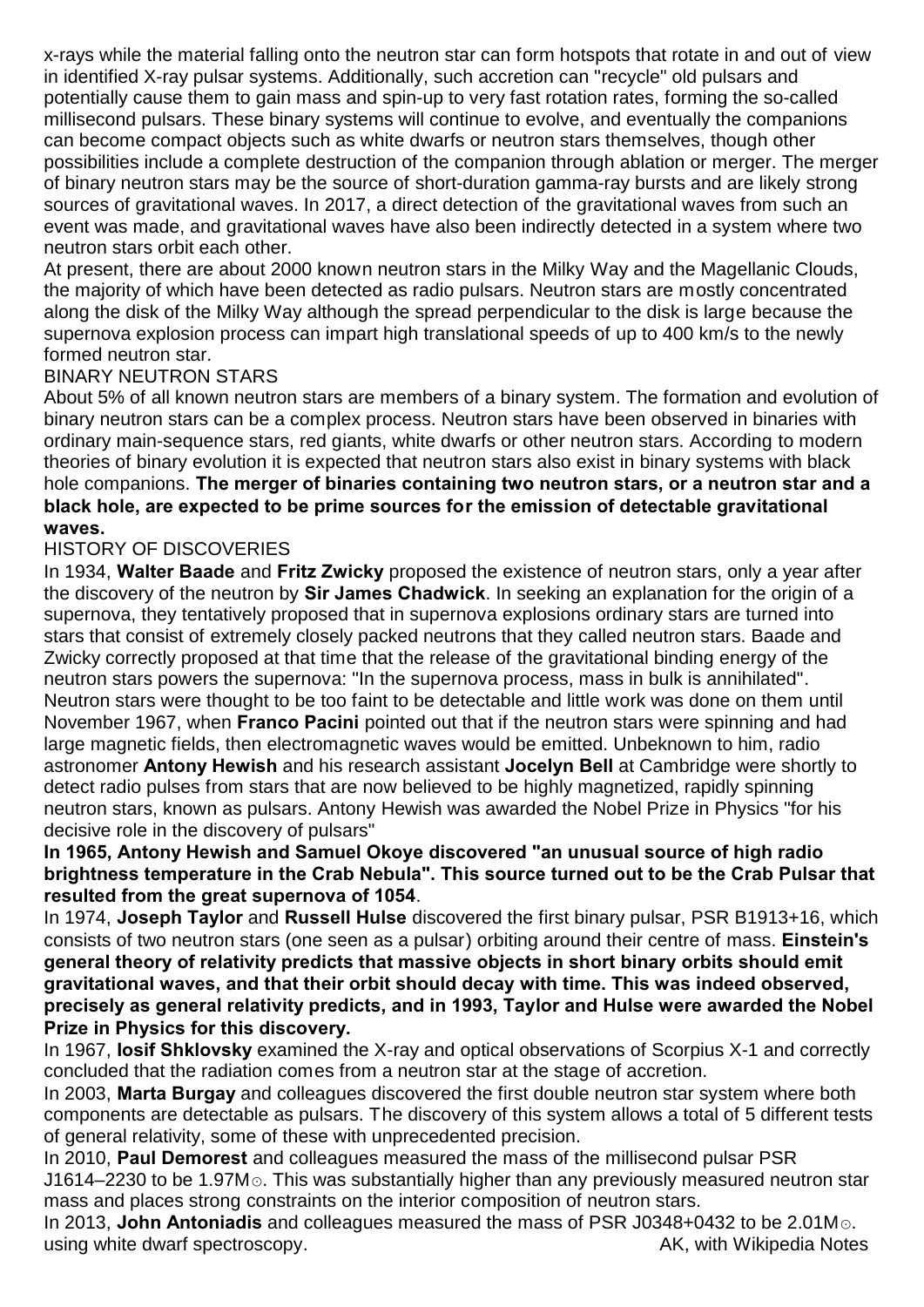x-rays while the material falling onto the neutron star can form hotspots that rotate in and out of view in identified X-ray pulsar systems. Additionally, such accretion can "recycle" old pulsars and potentially cause them to gain mass and spin-up to very fast rotation rates, forming the so-called millisecond pulsars. These binary systems will continue to evolve, and eventually the companions can become compact objects such as white dwarfs or neutron stars themselves, though other possibilities include a complete destruction of the companion through ablation or merger. The merger of binary neutron stars may be the source of short-duration gamma-ray bursts and are likely strong sources of gravitational waves. In 2017, a direct detection of the gravitational waves from such an event was made, and gravitational waves have also been indirectly detected in a system where two neutron stars orbit each other.

At present, there are about 2000 known neutron stars in the Milky Way and the Magellanic Clouds, the majority of which have been detected as radio pulsars. Neutron stars are mostly concentrated along the disk of the Milky Way although the spread perpendicular to the disk is large because the supernova explosion process can impart high translational speeds of up to 400 km/s to the newly formed neutron star.

## BINARY NEUTRON STARS

About 5% of all known neutron stars are members of a binary system. The formation and evolution of binary neutron stars can be a complex process. Neutron stars have been observed in binaries with ordinary main-sequence stars, red giants, white dwarfs or other neutron stars. According to modern theories of binary evolution it is expected that neutron stars also exist in binary systems with black hole companions. **The merger of binaries containing two neutron stars, or a neutron star and a black hole, are expected to be prime sources for the emission of detectable gravitational waves.**

## HISTORY OF DISCOVERIES

In 1934, **Walter Baade** and **Fritz Zwicky** proposed the existence of neutron stars, only a year after the discovery of the neutron by **Sir James Chadwick**. In seeking an explanation for the origin of a supernova, they tentatively proposed that in supernova explosions ordinary stars are turned into stars that consist of extremely closely packed neutrons that they called neutron stars. Baade and Zwicky correctly proposed at that time that the release of the gravitational binding energy of the neutron stars powers the supernova: "In the supernova process, mass in bulk is annihilated".

Neutron stars were thought to be too faint to be detectable and little work was done on them until November 1967, when **Franco Pacini** pointed out that if the neutron stars were spinning and had large magnetic fields, then electromagnetic waves would be emitted. Unbeknown to him, radio astronomer **Antony Hewish** and his research assistant **Jocelyn Bell** at Cambridge were shortly to detect radio pulses from stars that are now believed to be highly magnetized, rapidly spinning neutron stars, known as pulsars. Antony Hewish was awarded the Nobel Prize in Physics "for his decisive role in the discovery of pulsars"

**In 1965, Antony Hewish and Samuel Okoye discovered "an unusual source of high radio brightness temperature in the Crab Nebula". This source turned out to be the Crab Pulsar that resulted from the great supernova of 1054**.

In 1974, **Joseph Taylor** and **Russell Hulse** discovered the first binary pulsar, PSR B1913+16, which consists of two neutron stars (one seen as a pulsar) orbiting around their centre of mass. **Einstein's general theory of relativity predicts that massive objects in short binary orbits should emit gravitational waves, and that their orbit should decay with time. This was indeed observed, precisely as general relativity predicts, and in 1993, Taylor and Hulse were awarded the Nobel Prize in Physics for this discovery.**

In 1967, **Iosif Shklovsky** examined the X-ray and optical observations of Scorpius X-1 and correctly concluded that the radiation comes from a neutron star at the stage of accretion.

In 2003, **Marta Burgay** and colleagues discovered the first double neutron star system where both components are detectable as pulsars. The discovery of this system allows a total of 5 different tests of general relativity, some of these with unprecedented precision.

In 2010, **Paul Demorest** and colleagues measured the mass of the millisecond pulsar PSR J1614–2230 to be $1.97M_\odot$. This was substantially higher than any previously measured neutron star mass and places strong constraints on the interior composition of neutron stars.

In 2013, **John Antoniadis** and colleagues measured the mass of PSR J0348+0432 to be $2.01M_\odot$. using white dwarf spectroscopy.

AK, with Wikipedia Notes